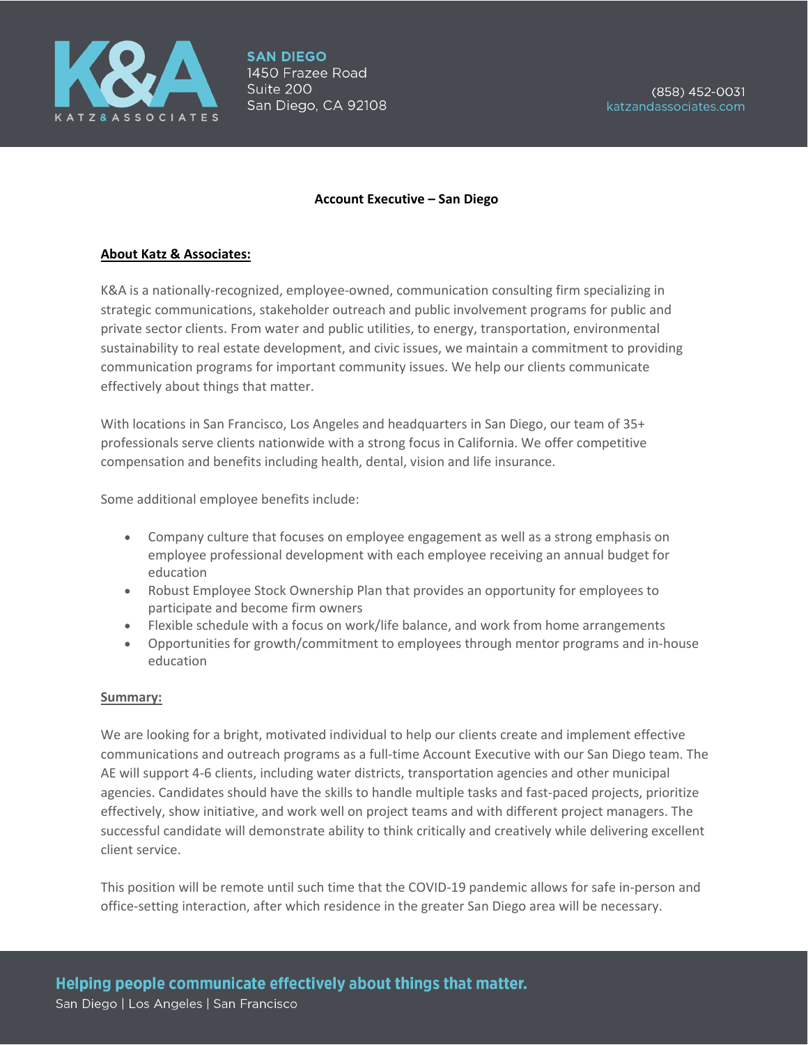SAN DIEGO
1450 Frazee Road
Suite 200
San Diego, CA 92108

(858) 452-0031
katzandassociates.com

# Account Executive – San Diego

## About Katz & Associates:

K&A is a nationally-recognized, employee-owned, communication consulting firm specializing in strategic communications, stakeholder outreach and public involvement programs for public and private sector clients. From water and public utilities, to energy, transportation, environmental sustainability to real estate development, and civic issues, we maintain a commitment to providing communication programs for important community issues. We help our clients communicate effectively about things that matter.

With locations in San Francisco, Los Angeles and headquarters in San Diego, our team of 35+ professionals serve clients nationwide with a strong focus in California. We offer competitive compensation and benefits including health, dental, vision and life insurance.

Some additional employee benefits include:

- Company culture that focuses on employee engagement as well as a strong emphasis on employee professional development with each employee receiving an annual budget for education
- Robust Employee Stock Ownership Plan that provides an opportunity for employees to participate and become firm owners
- Flexible schedule with a focus on work/life balance, and work from home arrangements
- Opportunities for growth/commitment to employees through mentor programs and in-house education

## Summary:

We are looking for a bright, motivated individual to help our clients create and implement effective communications and outreach programs as a full-time Account Executive with our San Diego team. The AE will support 4-6 clients, including water districts, transportation agencies and other municipal agencies. Candidates should have the skills to handle multiple tasks and fast-paced projects, prioritize effectively, show initiative, and work well on project teams and with different project managers. The successful candidate will demonstrate ability to think critically and creatively while delivering excellent client service.

This position will be remote until such time that the COVID-19 pandemic allows for safe in-person and office-setting interaction, after which residence in the greater San Diego area will be necessary.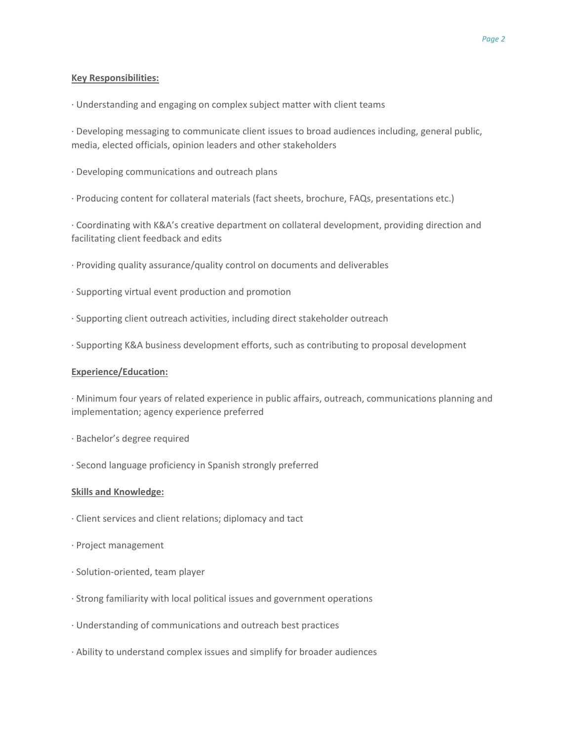**Key Responsibilities:**

· Understanding and engaging on complex subject matter with client teams

· Developing messaging to communicate client issues to broad audiences including, general public, media, elected officials, opinion leaders and other stakeholders

· Developing communications and outreach plans

· Producing content for collateral materials (fact sheets, brochure, FAQs, presentations etc.)

· Coordinating with K&A's creative department on collateral development, providing direction and facilitating client feedback and edits

· Providing quality assurance/quality control on documents and deliverables

· Supporting virtual event production and promotion

· Supporting client outreach activities, including direct stakeholder outreach

· Supporting K&A business development efforts, such as contributing to proposal development

**Experience/Education:**

· Minimum four years of related experience in public affairs, outreach, communications planning and implementation; agency experience preferred

· Bachelor's degree required

· Second language proficiency in Spanish strongly preferred

**Skills and Knowledge:**

· Client services and client relations; diplomacy and tact

· Project management

· Solution-oriented, team player

· Strong familiarity with local political issues and government operations

· Understanding of communications and outreach best practices

· Ability to understand complex issues and simplify for broader audiences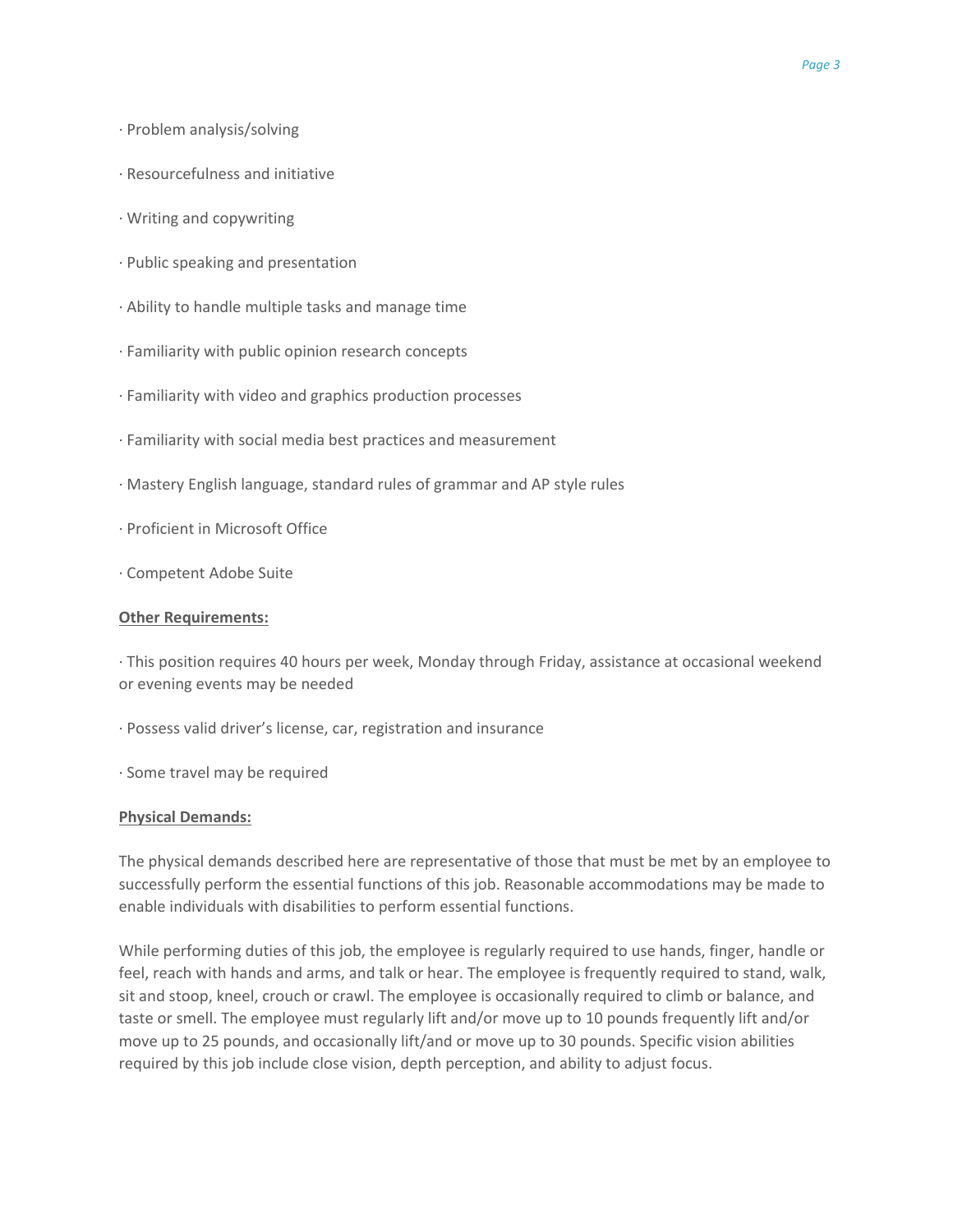· Problem analysis/solving

· Resourcefulness and initiative

· Writing and copywriting

· Public speaking and presentation

· Ability to handle multiple tasks and manage time

· Familiarity with public opinion research concepts

· Familiarity with video and graphics production processes

· Familiarity with social media best practices and measurement

· Mastery English language, standard rules of grammar and AP style rules

· Proficient in Microsoft Office

· Competent Adobe Suite

**Other Requirements:**

· This position requires 40 hours per week, Monday through Friday, assistance at occasional weekend or evening events may be needed

· Possess valid driver's license, car, registration and insurance

· Some travel may be required

**Physical Demands:**

The physical demands described here are representative of those that must be met by an employee to successfully perform the essential functions of this job. Reasonable accommodations may be made to enable individuals with disabilities to perform essential functions.

While performing duties of this job, the employee is regularly required to use hands, finger, handle or feel, reach with hands and arms, and talk or hear. The employee is frequently required to stand, walk, sit and stoop, kneel, crouch or crawl. The employee is occasionally required to climb or balance, and taste or smell. The employee must regularly lift and/or move up to 10 pounds frequently lift and/or move up to 25 pounds, and occasionally lift/and or move up to 30 pounds. Specific vision abilities required by this job include close vision, depth perception, and ability to adjust focus.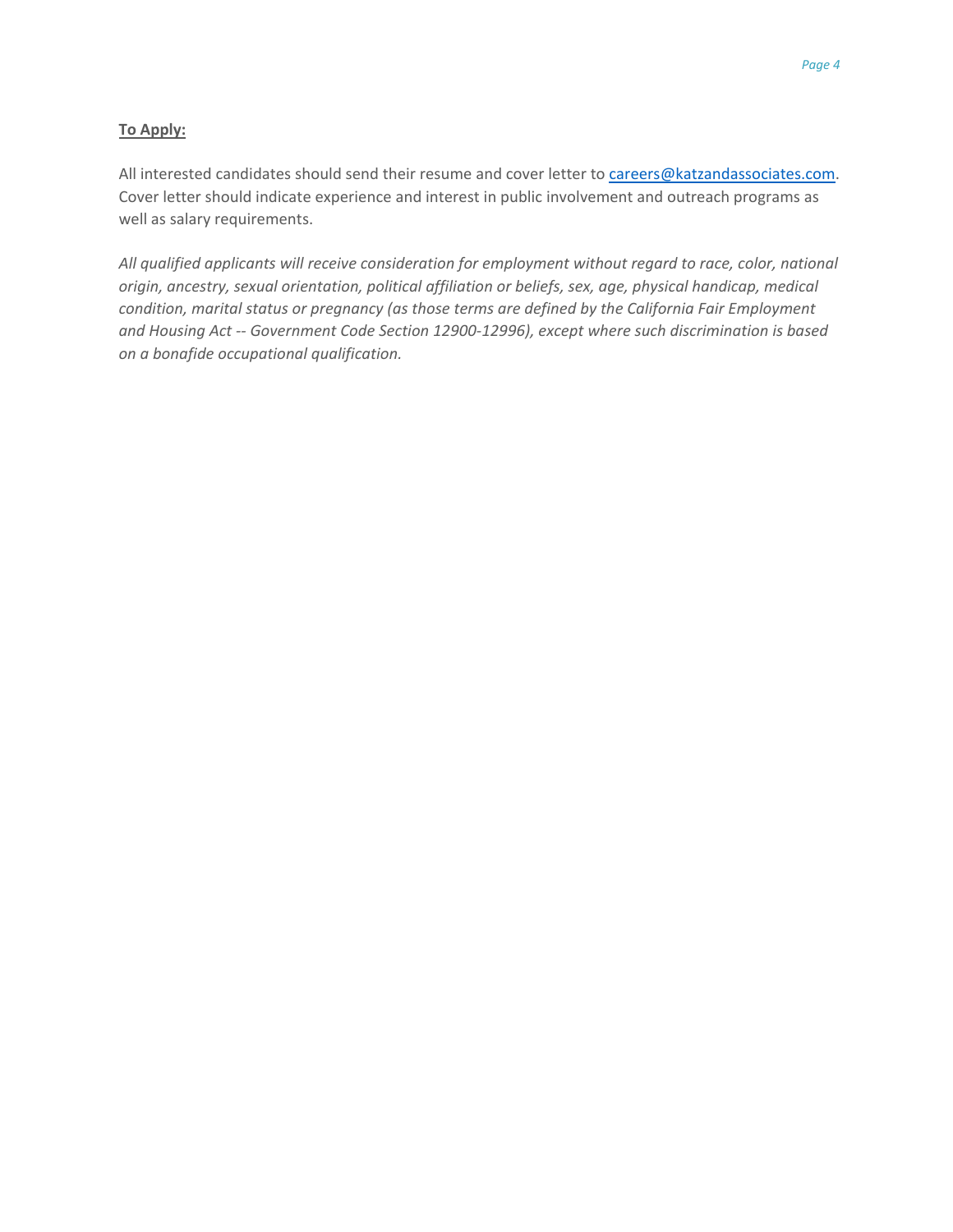**To Apply:**

All interested candidates should send their resume and cover letter to careers@katzandassociates.com. Cover letter should indicate experience and interest in public involvement and outreach programs as well as salary requirements.

*All qualified applicants will receive consideration for employment without regard to race, color, national origin, ancestry, sexual orientation, political affiliation or beliefs, sex, age, physical handicap, medical condition, marital status or pregnancy (as those terms are defined by the California Fair Employment and Housing Act -- Government Code Section 12900-12996), except where such discrimination is based on a bonafide occupational qualification.*